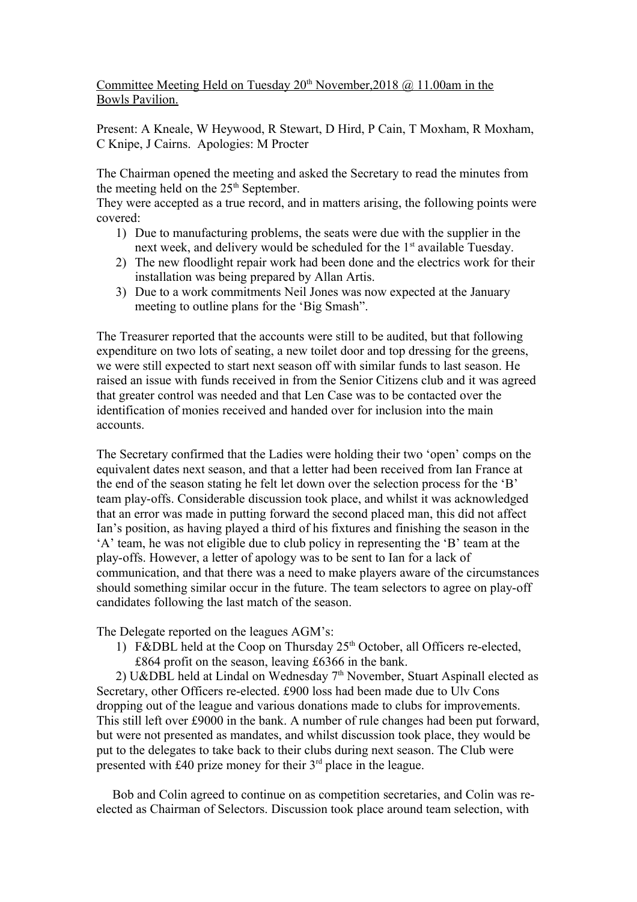Committee Meeting Held on Tuesday 20th November,2018 @ 11.00am in the Bowls Pavilion.

Present: A Kneale, W Heywood, R Stewart, D Hird, P Cain, T Moxham, R Moxham, C Knipe, J Cairns. Apologies: M Procter

The Chairman opened the meeting and asked the Secretary to read the minutes from the meeting held on the 25th September.
They were accepted as a true record, and in matters arising, the following points were covered:

1) Due to manufacturing problems, the seats were due with the supplier in the next week, and delivery would be scheduled for the 1st available Tuesday.
2) The new floodlight repair work had been done and the electrics work for their installation was being prepared by Allan Artis.
3) Due to a work commitments Neil Jones was now expected at the January meeting to outline plans for the 'Big Smash".

The Treasurer reported that the accounts were still to be audited, but that following expenditure on two lots of seating, a new toilet door and top dressing for the greens, we were still expected to start next season off with similar funds to last season. He raised an issue with funds received in from the Senior Citizens club and it was agreed that greater control was needed and that Len Case was to be contacted over the identification of monies received and handed over for inclusion into the main accounts.

The Secretary confirmed that the Ladies were holding their two 'open' comps on the equivalent dates next season, and that a letter had been received from Ian France at the end of the season stating he felt let down over the selection process for the 'B' team play-offs. Considerable discussion took place, and whilst it was acknowledged that an error was made in putting forward the second placed man, this did not affect Ian's position, as having played a third of his fixtures and finishing the season in the 'A' team, he was not eligible due to club policy in representing the 'B' team at the play-offs. However, a letter of apology was to be sent to Ian for a lack of communication, and that there was a need to make players aware of the circumstances should something similar occur in the future. The team selectors to agree on play-off candidates following the last match of the season.

The Delegate reported on the leagues AGM's:

1) F&DBL held at the Coop on Thursday 25th October, all Officers re-elected, £864 profit on the season, leaving £6366 in the bank.

2) U&DBL held at Lindal on Wednesday 7th November, Stuart Aspinall elected as Secretary, other Officers re-elected. £900 loss had been made due to Ulv Cons dropping out of the league and various donations made to clubs for improvements. This still left over £9000 in the bank. A number of rule changes had been put forward, but were not presented as mandates, and whilst discussion took place, they would be put to the delegates to take back to their clubs during next season. The Club were presented with £40 prize money for their 3rd place in the league.

Bob and Colin agreed to continue on as competition secretaries, and Colin was re-elected as Chairman of Selectors. Discussion took place around team selection, with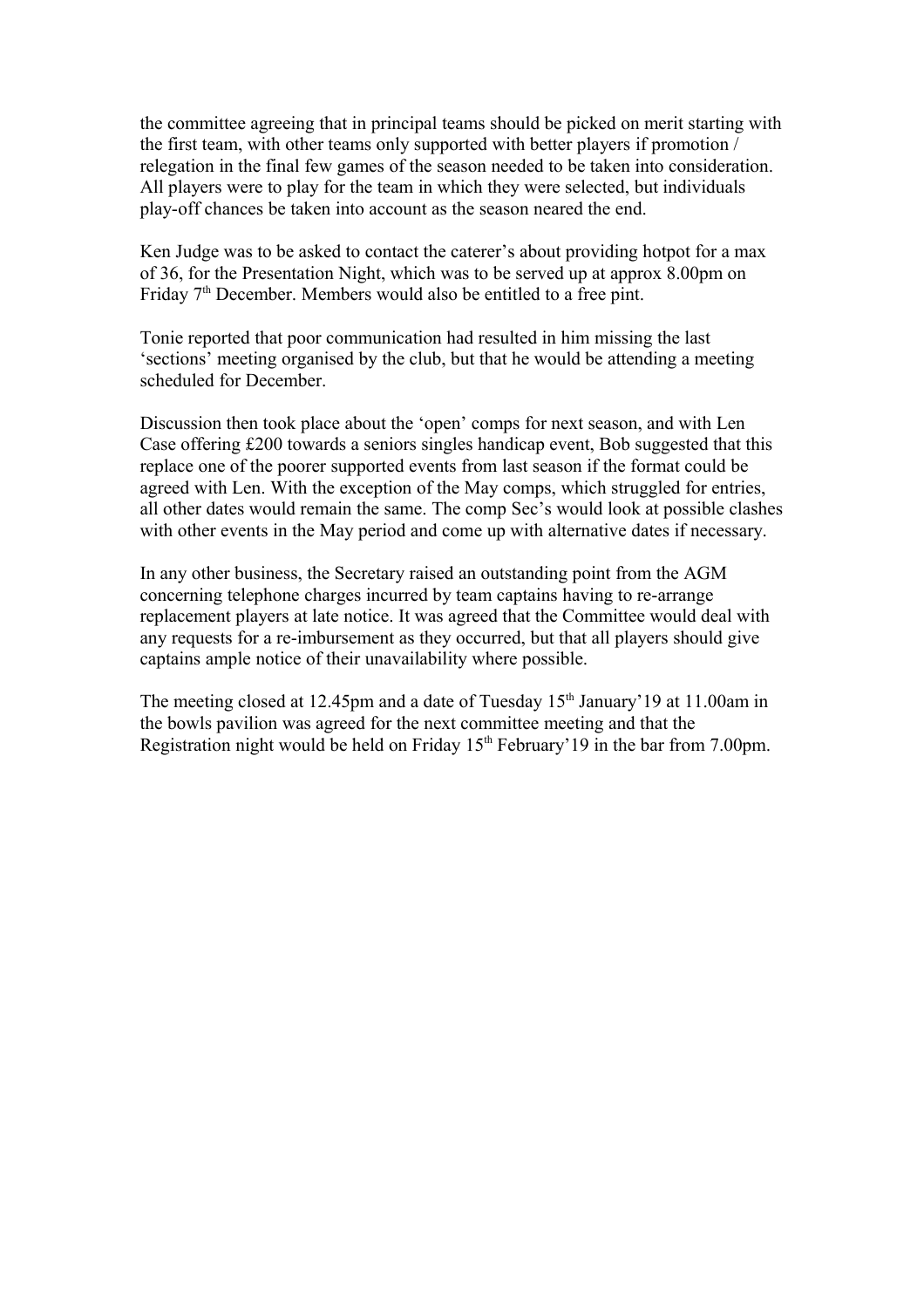the committee agreeing that in principal teams should be picked on merit starting with the first team, with other teams only supported with better players if promotion / relegation in the final few games of the season needed to be taken into consideration. All players were to play for the team in which they were selected, but individuals play-off chances be taken into account as the season neared the end.

Ken Judge was to be asked to contact the caterer's about providing hotpot for a max of 36, for the Presentation Night, which was to be served up at approx 8.00pm on Friday 7th December. Members would also be entitled to a free pint.

Tonie reported that poor communication had resulted in him missing the last 'sections' meeting organised by the club, but that he would be attending a meeting scheduled for December.

Discussion then took place about the 'open' comps for next season, and with Len Case offering £200 towards a seniors singles handicap event, Bob suggested that this replace one of the poorer supported events from last season if the format could be agreed with Len. With the exception of the May comps, which struggled for entries, all other dates would remain the same. The comp Sec's would look at possible clashes with other events in the May period and come up with alternative dates if necessary.

In any other business, the Secretary raised an outstanding point from the AGM concerning telephone charges incurred by team captains having to re-arrange replacement players at late notice. It was agreed that the Committee would deal with any requests for a re-imbursement as they occurred, but that all players should give captains ample notice of their unavailability where possible.

The meeting closed at 12.45pm and a date of Tuesday 15th January'19 at 11.00am in the bowls pavilion was agreed for the next committee meeting and that the Registration night would be held on Friday 15th February'19 in the bar from 7.00pm.